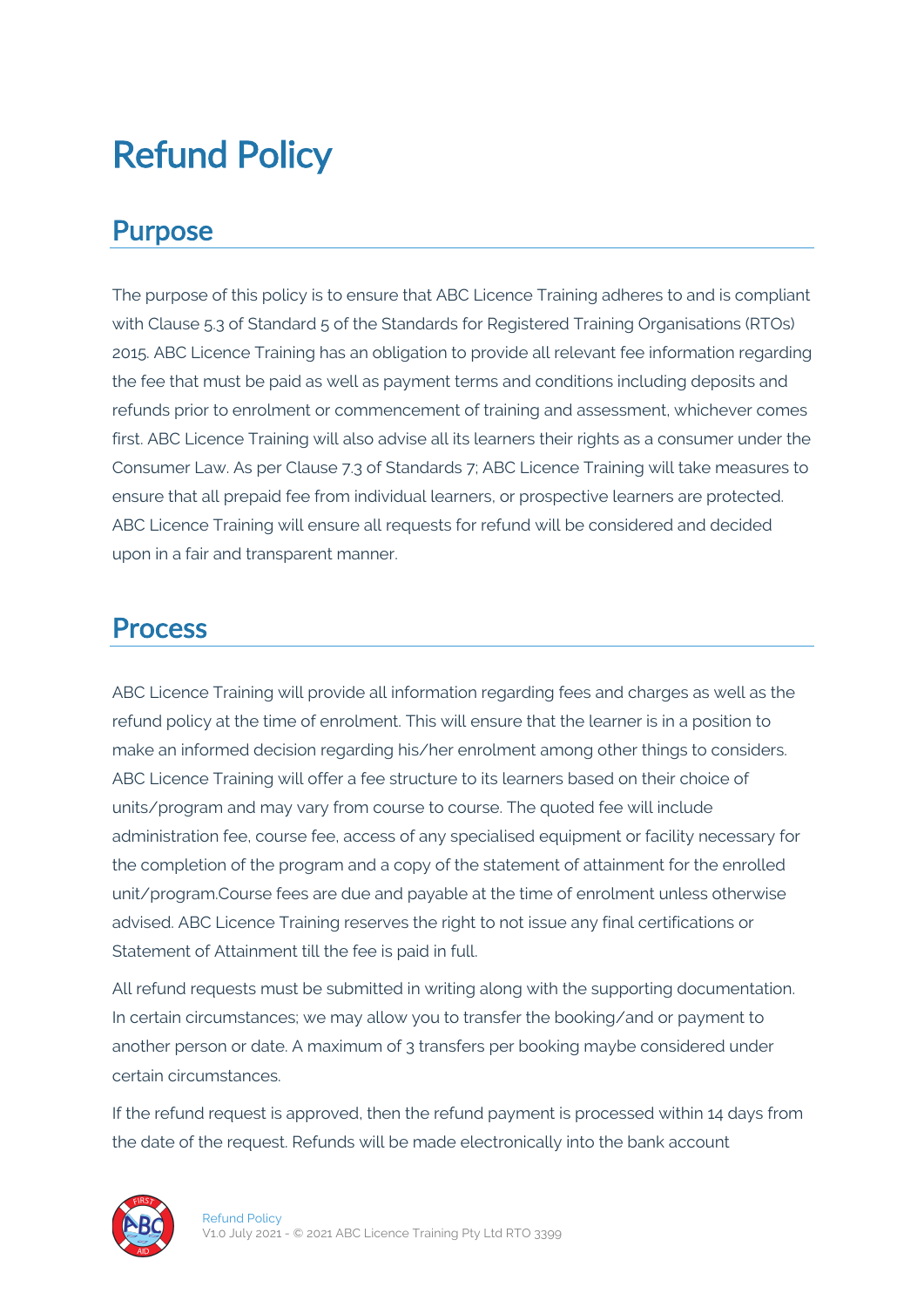# Refund Policy

## Purpose

The purpose of this policy is to ensure that ABC Licence Training adheres to and is compliant with Clause 5.3 of Standard 5 of the Standards for Registered Training Organisations (RTOs) 2015. ABC Licence Training has an obligation to provide all relevant fee information regarding the fee that must be paid as well as payment terms and conditions including deposits and refunds prior to enrolment or commencement of training and assessment, whichever comes first. ABC Licence Training will also advise all its learners their rights as a consumer under the Consumer Law. As per Clause 7.3 of Standards 7; ABC Licence Training will take measures to ensure that all prepaid fee from individual learners, or prospective learners are protected. ABC Licence Training will ensure all requests for refund will be considered and decided upon in a fair and transparent manner.

## Process

ABC Licence Training will provide all information regarding fees and charges as well as the refund policy at the time of enrolment. This will ensure that the learner is in a position to make an informed decision regarding his/her enrolment among other things to considers. ABC Licence Training will offer a fee structure to its learners based on their choice of units/program and may vary from course to course. The quoted fee will include administration fee, course fee, access of any specialised equipment or facility necessary for the completion of the program and a copy of the statement of attainment for the enrolled unit/program.Course fees are due and payable at the time of enrolment unless otherwise advised. ABC Licence Training reserves the right to not issue any final certifications or Statement of Attainment till the fee is paid in full.

All refund requests must be submitted in writing along with the supporting documentation. In certain circumstances; we may allow you to transfer the booking/and or payment to another person or date. A maximum of 3 transfers per booking maybe considered under certain circumstances.

If the refund request is approved, then the refund payment is processed within 14 days from the date of the request. Refunds will be made electronically into the bank account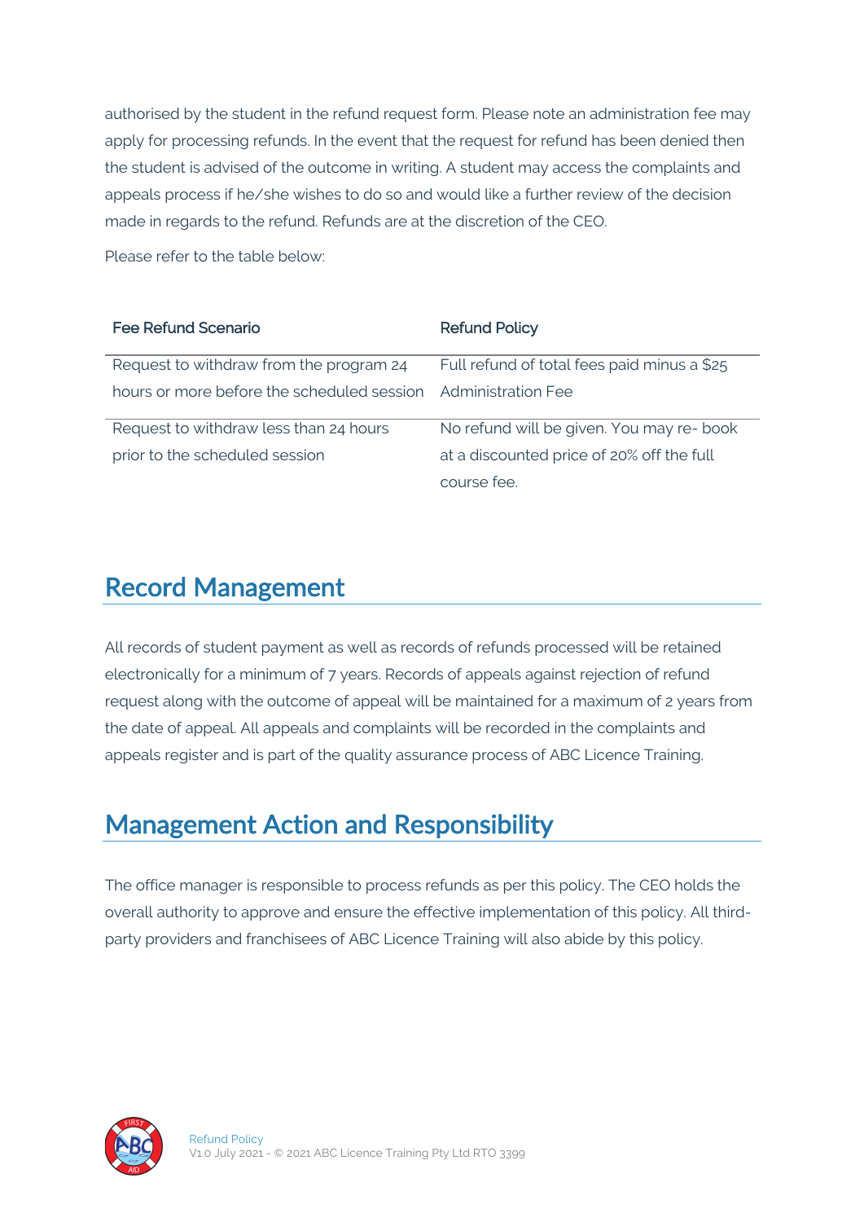authorised by the student in the refund request form. Please note an administration fee may apply for processing refunds. In the event that the request for refund has been denied then the student is advised of the outcome in writing. A student may access the complaints and appeals process if he/she wishes to do so and would like a further review of the decision made in regards to the refund. Refunds are at the discretion of the CEO.

Please refer to the table below:

| Fee Refund Scenario | Refund Policy |
|---|---|
| Request to withdraw from the program 24 hours or more before the scheduled session | Full refund of total fees paid minus a $25 Administration Fee |
| Request to withdraw less than 24 hours prior to the scheduled session | No refund will be given. You may re- book at a discounted price of 20% off the full course fee. |

## Record Management

All records of student payment as well as records of refunds processed will be retained electronically for a minimum of 7 years. Records of appeals against rejection of refund request along with the outcome of appeal will be maintained for a maximum of 2 years from the date of appeal. All appeals and complaints will be recorded in the complaints and appeals register and is part of the quality assurance process of ABC Licence Training.

## Management Action and Responsibility

The office manager is responsible to process refunds as per this policy. The CEO holds the overall authority to approve and ensure the effective implementation of this policy. All third-party providers and franchisees of ABC Licence Training will also abide by this policy.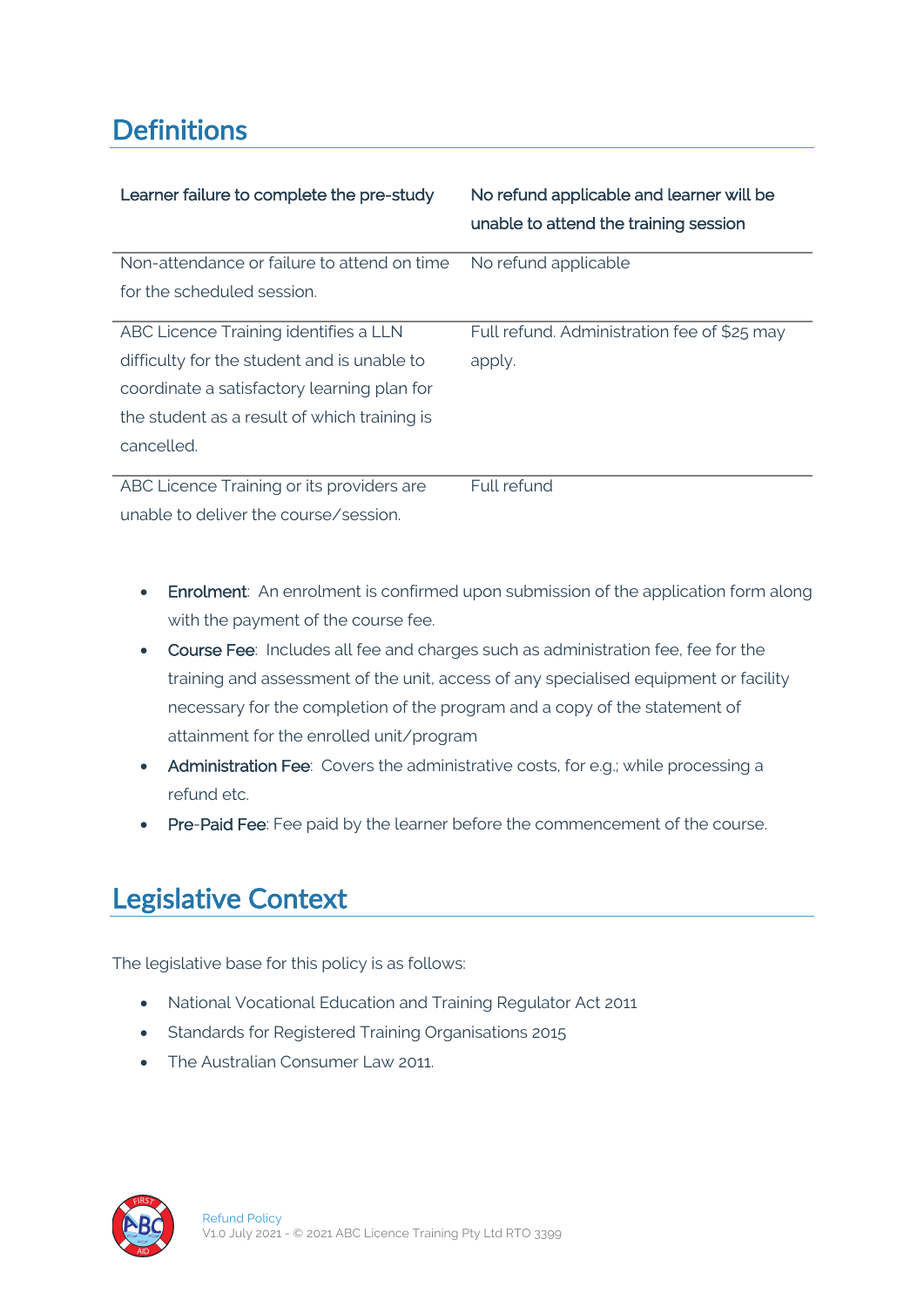## Definitions

| Learner failure to complete the pre-study | No refund applicable and learner will be unable to attend the training session |
|---|---|
| Non-attendance or failure to attend on time for the scheduled session. | No refund applicable |
| ABC Licence Training identifies a LLN difficulty for the student and is unable to coordinate a satisfactory learning plan for the student as a result of which training is cancelled. | Full refund. Administration fee of $25 may apply. |
| ABC Licence Training or its providers are unable to deliver the course/session. | Full refund |

- **Enrolment**: An enrolment is confirmed upon submission of the application form along with the payment of the course fee.
- **Course Fee**: Includes all fee and charges such as administration fee, fee for the training and assessment of the unit, access of any specialised equipment or facility necessary for the completion of the program and a copy of the statement of attainment for the enrolled unit/program
- **Administration Fee**: Covers the administrative costs, for e.g.; while processing a refund etc.
- **Pre-Paid Fee**: Fee paid by the learner before the commencement of the course.

## Legislative Context

The legislative base for this policy is as follows:

- National Vocational Education and Training Regulator Act 2011
- Standards for Registered Training Organisations 2015
- The Australian Consumer Law 2011.